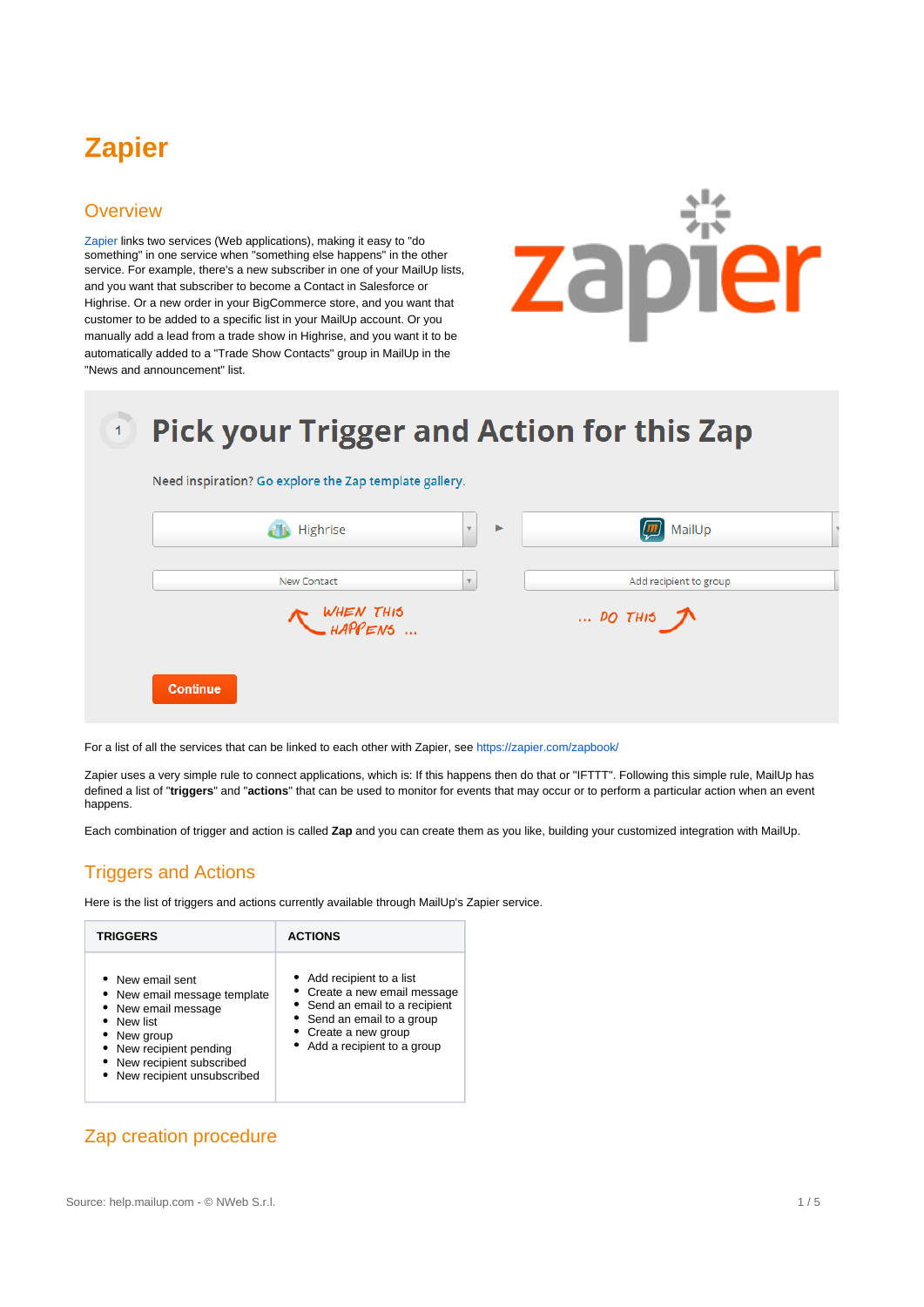# Zapier

## Overview

Zapier links two services (Web applications), making it easy to "do something" in one service when "something else happens" in the other service. For example, there's a new subscriber in one of your MailUp lists, and you want that subscriber to become a Contact in Salesforce or Highrise. Or a new order in your BigCommerce store, and you want that customer to be added to a specific list in your MailUp account. Or you manually add a lead from a trade show in Highrise, and you want it to be automatically added to a "Trade Show Contacts" group in MailUp in the "News and announcement" list.

For a list of all the services that can be linked to each other with Zapier, see https://zapier.com/zapbook/

Zapier uses a very simple rule to connect applications, which is: If this happens then do that or "IFTTT". Following this simple rule, MailUp has defined a list of "**triggers**" and "**actions**" that can be used to monitor for events that may occur or to perform a particular action when an event happens.

Each combination of trigger and action is called **Zap** and you can create them as you like, building your customized integration with MailUp.

## Triggers and Actions

Here is the list of triggers and actions currently available through MailUp's Zapier service.

| TRIGGERS | ACTIONS |
|---|---|
| • New email sent<br>• New email message template<br>• New email message<br>• New list<br>• New group<br>• New recipient pending<br>• New recipient subscribed<br>• New recipient unsubscribed | • Add recipient to a list<br>• Create a new email message<br>• Send an email to a recipient<br>• Send an email to a group<br>• Create a new group<br>• Add a recipient to a group |

## Zap creation procedure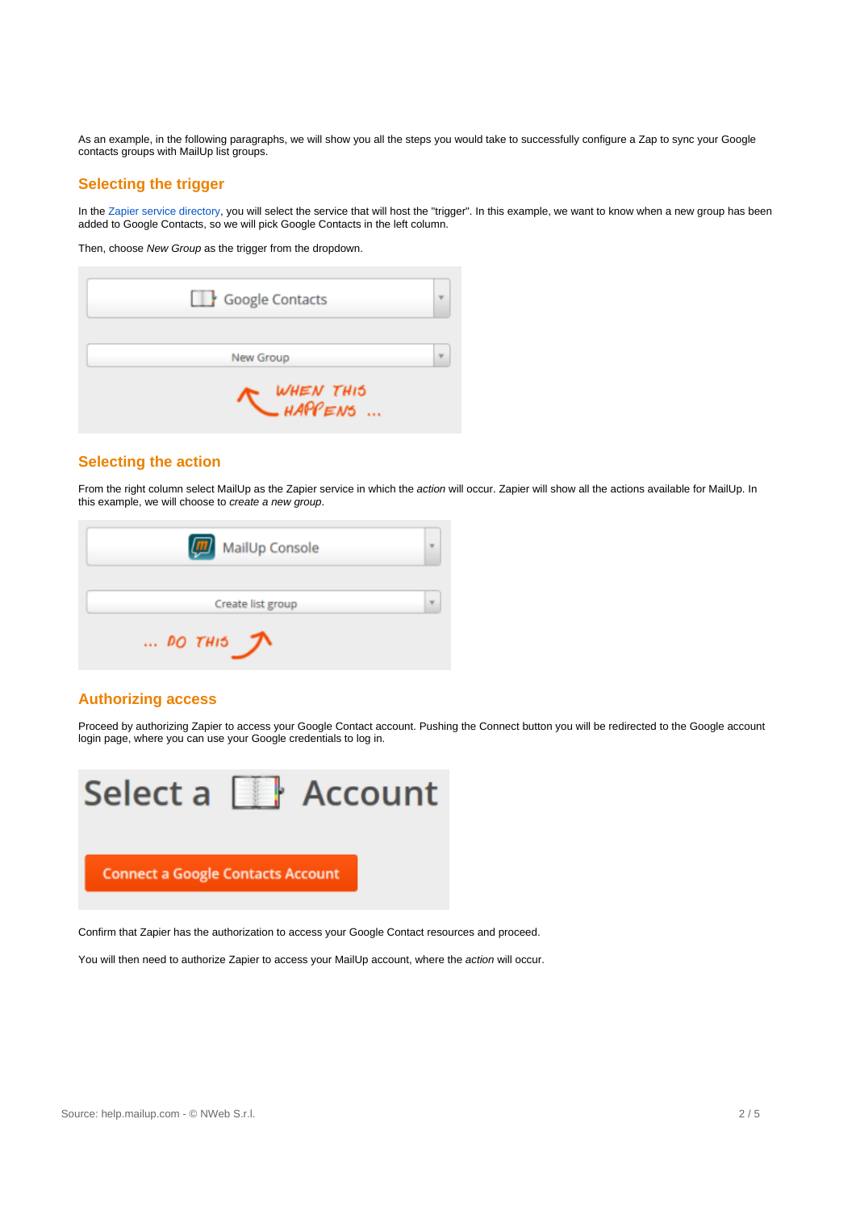As an example, in the following paragraphs, we will show you all the steps you would take to successfully configure a Zap to sync your Google contacts groups with MailUp list groups.

## Selecting the trigger

In the Zapier service directory, you will select the service that will host the "trigger". In this example, we want to know when a new group has been added to Google Contacts, so we will pick Google Contacts in the left column.

Then, choose *New Group* as the trigger from the dropdown.

## Selecting the action

From the right column select MailUp as the Zapier service in which the *action* will occur. Zapier will show all the actions available for MailUp. In this example, we will choose to *create a new group*.

## Authorizing access

Proceed by authorizing Zapier to access your Google Contact account. Pushing the Connect button you will be redirected to the Google account login page, where you can use your Google credentials to log in.

Confirm that Zapier has the authorization to access your Google Contact resources and proceed.

You will then need to authorize Zapier to access your MailUp account, where the *action* will occur.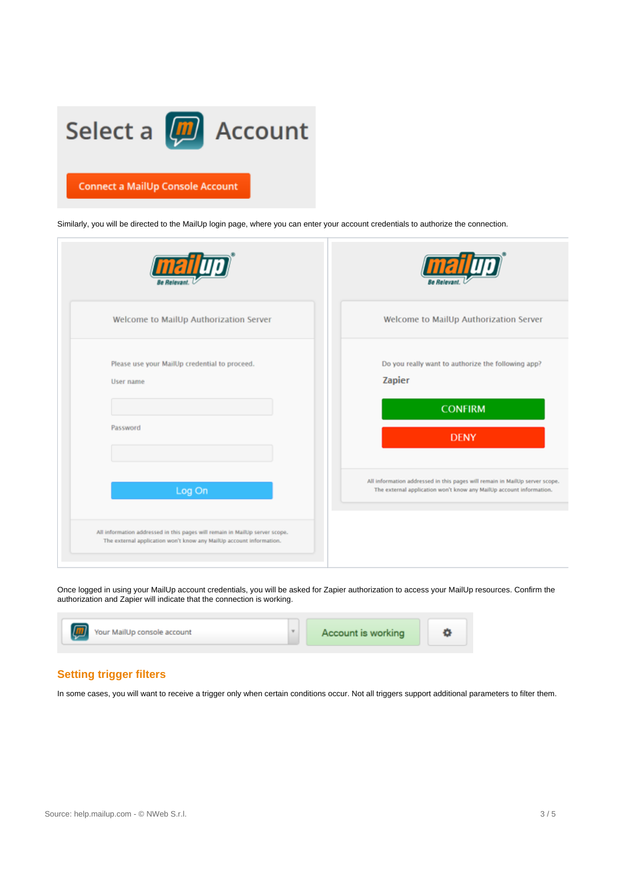Similarly, you will be directed to the MailUp login page, where you can enter your account credentials to authorize the connection.

Once logged in using your MailUp account credentials, you will be asked for Zapier authorization to access your MailUp resources. Confirm the authorization and Zapier will indicate that the connection is working.

## Setting trigger filters

In some cases, you will want to receive a trigger only when certain conditions occur. Not all triggers support additional parameters to filter them.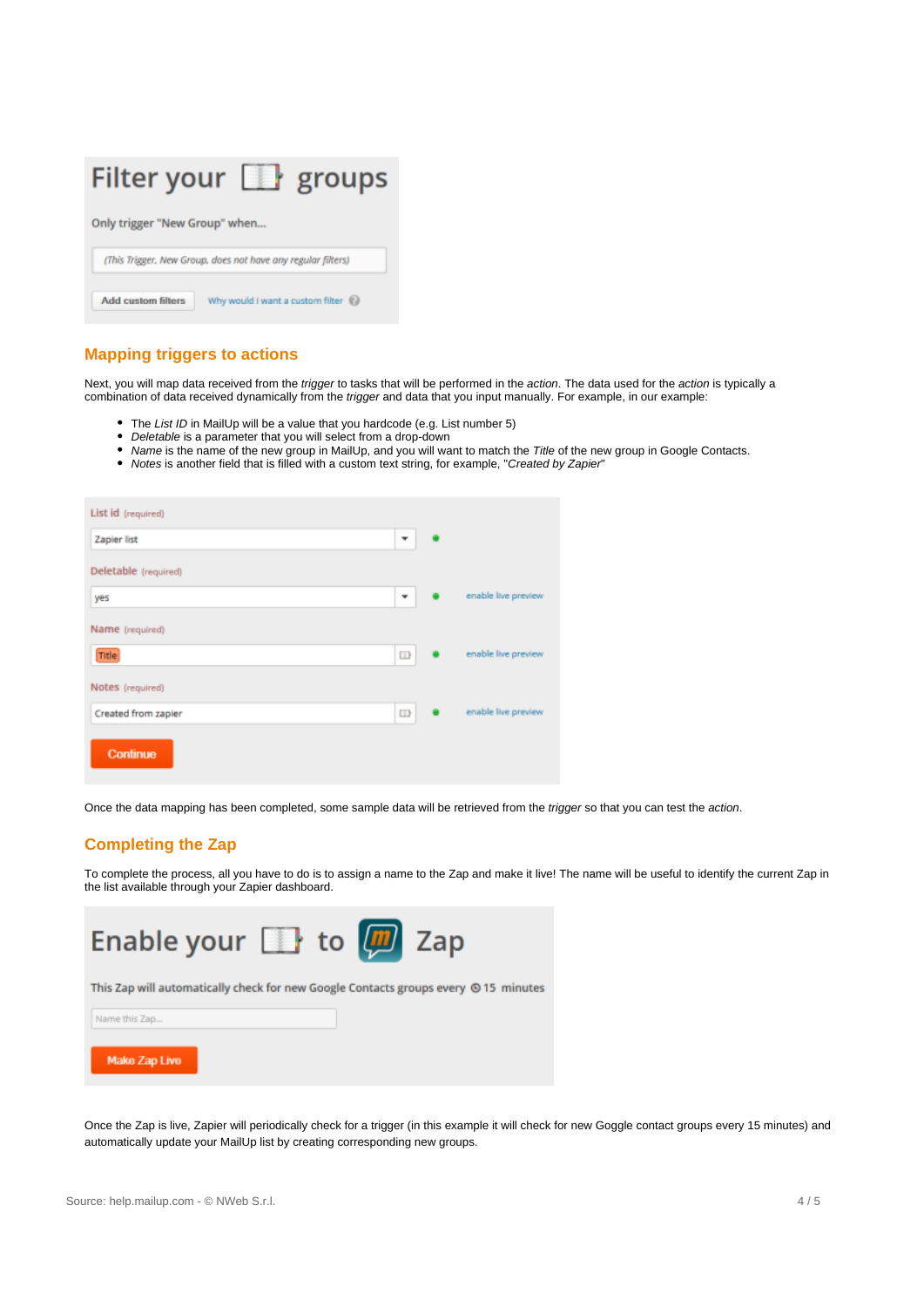## Mapping triggers to actions

Next, you will map data received from the *trigger* to tasks that will be performed in the *action*. The data used for the *action* is typically a combination of data received dynamically from the *trigger* and data that you input manually. For example, in our example:

- The *List ID* in MailUp will be a value that you hardcode (e.g. List number 5)
- *Deletable* is a parameter that you will select from a drop-down
- *Name* is the name of the new group in MailUp, and you will want to match the *Title* of the new group in Google Contacts.
- *Notes* is another field that is filled with a custom text string, for example, "*Created by Zapier*"

Once the data mapping has been completed, some sample data will be retrieved from the *trigger* so that you can test the *action*.

## Completing the Zap

To complete the process, all you have to do is to assign a name to the Zap and make it live! The name will be useful to identify the current Zap in the list available through your Zapier dashboard.

Once the Zap is live, Zapier will periodically check for a trigger (in this example it will check for new Goggle contact groups every 15 minutes) and automatically update your MailUp list by creating corresponding new groups.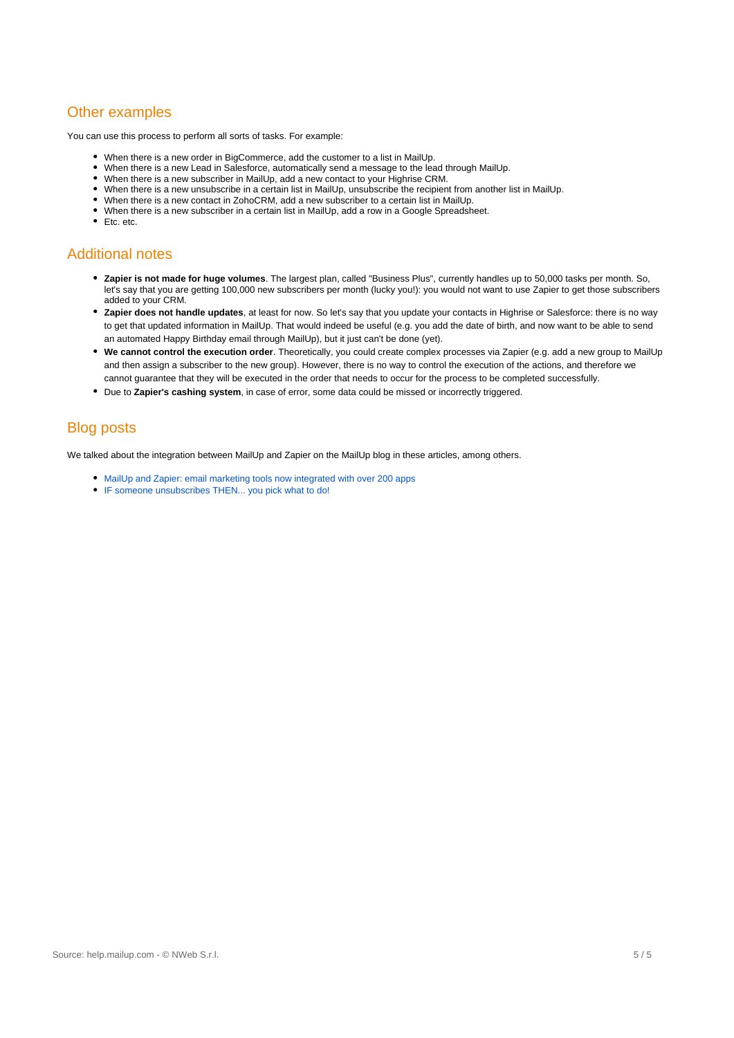## Other examples

You can use this process to perform all sorts of tasks. For example:

- When there is a new order in BigCommerce, add the customer to a list in MailUp.
- When there is a new Lead in Salesforce, automatically send a message to the lead through MailUp.
- When there is a new subscriber in MailUp, add a new contact to your Highrise CRM.
- When there is a new unsubscribe in a certain list in MailUp, unsubscribe the recipient from another list in MailUp.
- When there is a new contact in ZohoCRM, add a new subscriber to a certain list in MailUp.
- When there is a new subscriber in a certain list in MailUp, add a row in a Google Spreadsheet.
- Etc. etc.

## Additional notes

- **Zapier is not made for huge volumes**. The largest plan, called "Business Plus", currently handles up to 50,000 tasks per month. So, let's say that you are getting 100,000 new subscribers per month (lucky you!): you would not want to use Zapier to get those subscribers added to your CRM.
- **Zapier does not handle updates**, at least for now. So let's say that you update your contacts in Highrise or Salesforce: there is no way to get that updated information in MailUp. That would indeed be useful (e.g. you add the date of birth, and now want to be able to send an automated Happy Birthday email through MailUp), but it just can't be done (yet).
- **We cannot control the execution order**. Theoretically, you could create complex processes via Zapier (e.g. add a new group to MailUp and then assign a subscriber to the new group). However, there is no way to control the execution of the actions, and therefore we cannot guarantee that they will be executed in the order that needs to occur for the process to be completed successfully.
- Due to **Zapier's cashing system**, in case of error, some data could be missed or incorrectly triggered.

## Blog posts

We talked about the integration between MailUp and Zapier on the MailUp blog in these articles, among others.

- MailUp and Zapier: email marketing tools now integrated with over 200 apps
- IF someone unsubscribes THEN... you pick what to do!

Source: help.mailup.com - © NWeb S.r.l.